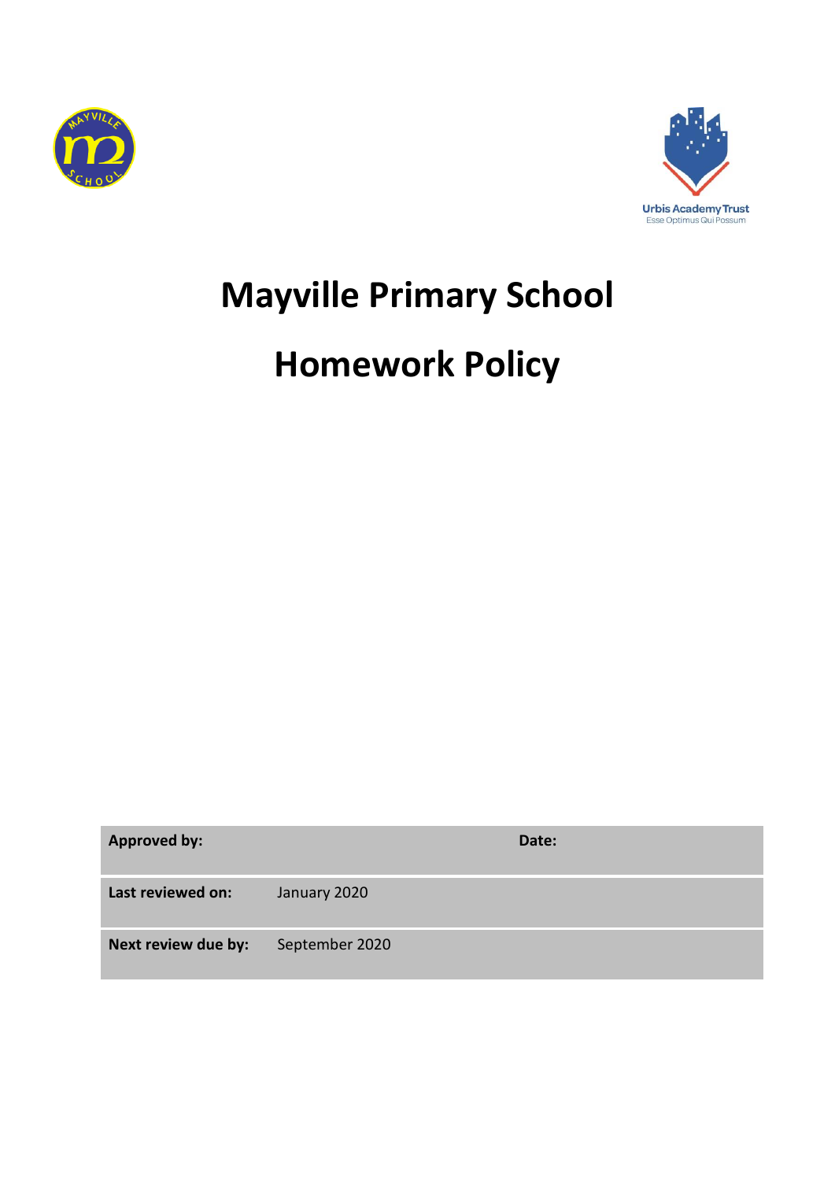# Mayville Primary School

# Homework Policy

| Approved by: | | Date: | |
|---|---|---|---|
| Last reviewed on: | January 2020 | | |
| Next review due by: | September 2020 | | |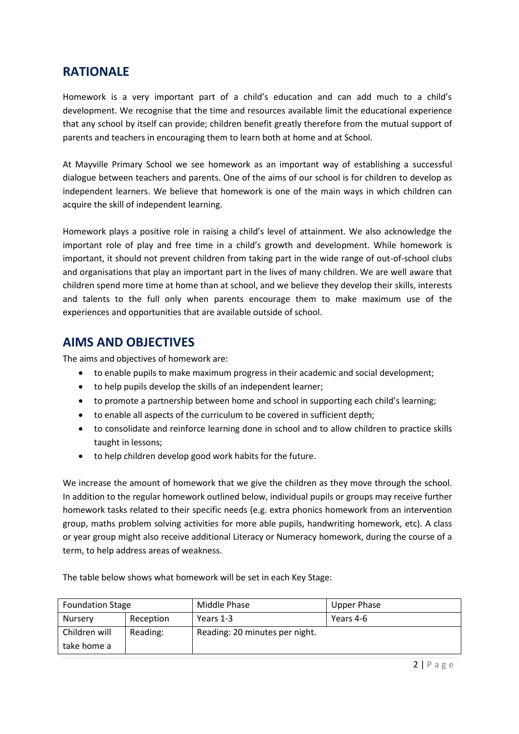## RATIONALE

Homework is a very important part of a child's education and can add much to a child's development. We recognise that the time and resources available limit the educational experience that any school by itself can provide; children benefit greatly therefore from the mutual support of parents and teachers in encouraging them to learn both at home and at School.

At Mayville Primary School we see homework as an important way of establishing a successful dialogue between teachers and parents. One of the aims of our school is for children to develop as independent learners. We believe that homework is one of the main ways in which children can acquire the skill of independent learning.

Homework plays a positive role in raising a child's level of attainment. We also acknowledge the important role of play and free time in a child's growth and development. While homework is important, it should not prevent children from taking part in the wide range of out-of-school clubs and organisations that play an important part in the lives of many children. We are well aware that children spend more time at home than at school, and we believe they develop their skills, interests and talents to the full only when parents encourage them to make maximum use of the experiences and opportunities that are available outside of school.

## AIMS AND OBJECTIVES

The aims and objectives of homework are:

- to enable pupils to make maximum progress in their academic and social development;
- to help pupils develop the skills of an independent learner;
- to promote a partnership between home and school in supporting each child's learning;
- to enable all aspects of the curriculum to be covered in sufficient depth;
- to consolidate and reinforce learning done in school and to allow children to practice skills taught in lessons;
- to help children develop good work habits for the future.

We increase the amount of homework that we give the children as they move through the school. In addition to the regular homework outlined below, individual pupils or groups may receive further homework tasks related to their specific needs (e.g. extra phonics homework from an intervention group, maths problem solving activities for more able pupils, handwriting homework, etc). A class or year group might also receive additional Literacy or Numeracy homework, during the course of a term, to help address areas of weakness.

The table below shows what homework will be set in each Key Stage:

| Foundation Stage | | Middle Phase | Upper Phase |
|---|---|---|---|
| Nursery | Reception | Years 1-3 | Years 4-6 |
| Children will take home a | Reading: | Reading: 20 minutes per night. | |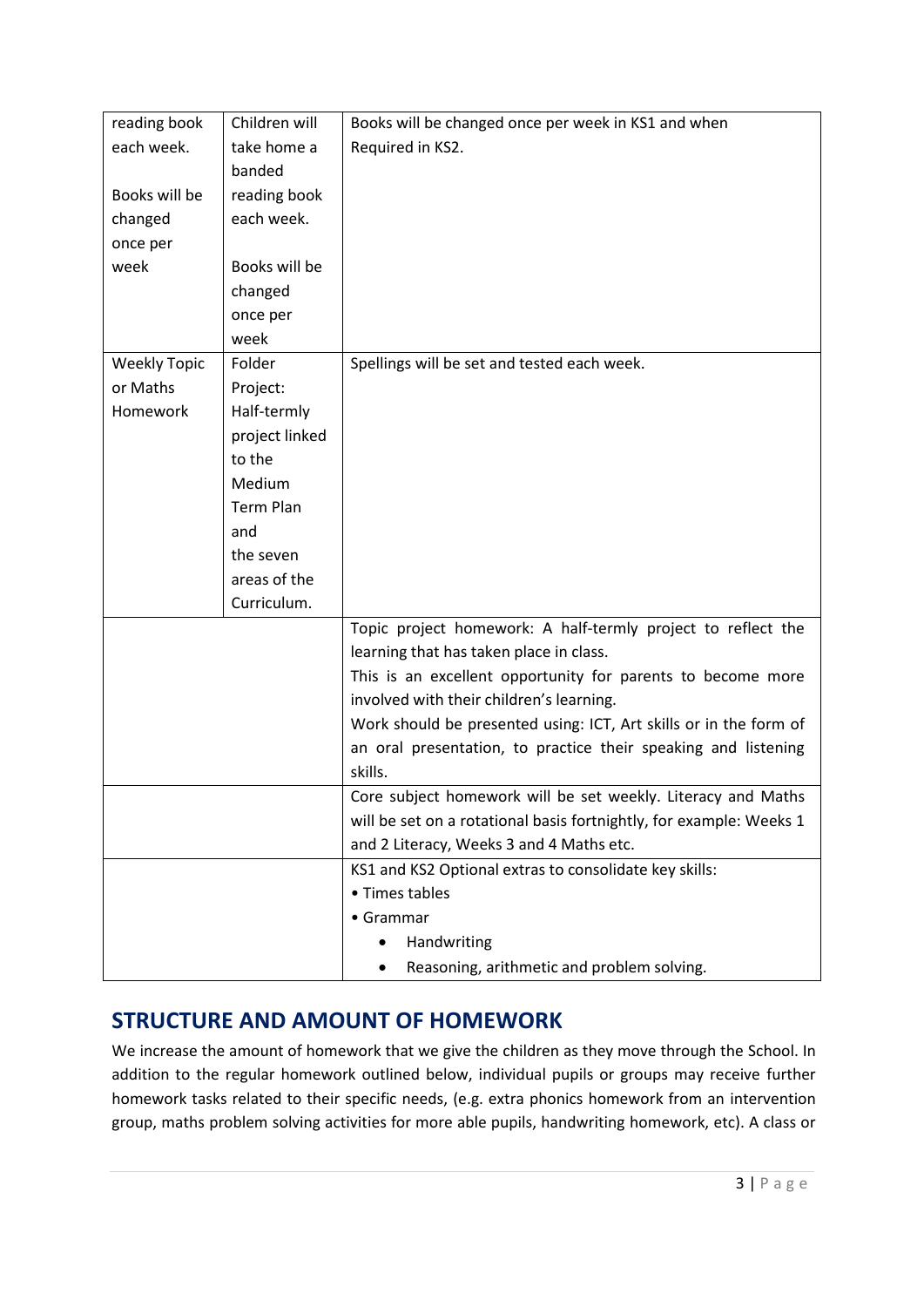| reading book each week. Books will be changed once per week | Children will take home a banded reading book each week. Books will be changed once per week | Books will be changed once per week in KS1 and when Required in KS2. |
|---|---|---|
| Weekly Topic or Maths Homework | Folder Project: Half-termly project linked to the Medium Term Plan and the seven areas of the Curriculum. | Spellings will be set and tested each week. |
| | | Topic project homework: A half-termly project to reflect the learning that has taken place in class. This is an excellent opportunity for parents to become more involved with their children's learning. Work should be presented using: ICT, Art skills or in the form of an oral presentation, to practice their speaking and listening skills. |
| | | Core subject homework will be set weekly. Literacy and Maths will be set on a rotational basis fortnightly, for example: Weeks 1 and 2 Literacy, Weeks 3 and 4 Maths etc. |
| | | KS1 and KS2 Optional extras to consolidate key skills: • Times tables • Grammar • Handwriting • Reasoning, arithmetic and problem solving. |

## STRUCTURE AND AMOUNT OF HOMEWORK

We increase the amount of homework that we give the children as they move through the School. In addition to the regular homework outlined below, individual pupils or groups may receive further homework tasks related to their specific needs, (e.g. extra phonics homework from an intervention group, maths problem solving activities for more able pupils, handwriting homework, etc). A class or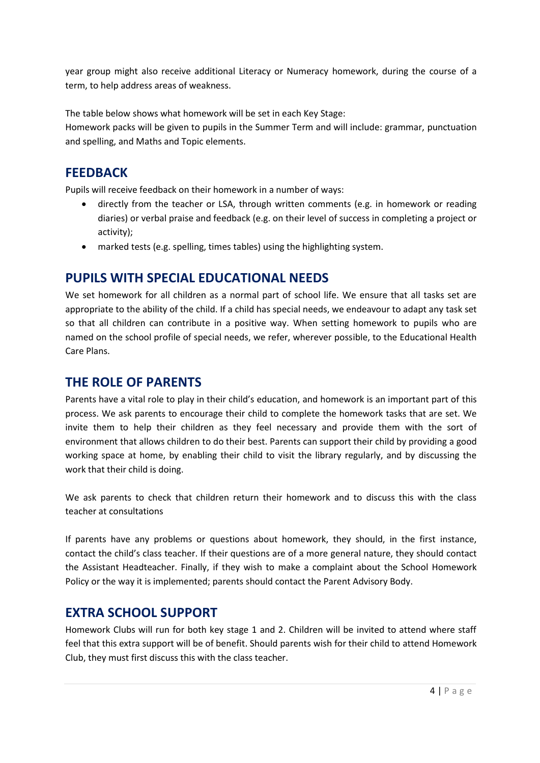year group might also receive additional Literacy or Numeracy homework, during the course of a term, to help address areas of weakness.

The table below shows what homework will be set in each Key Stage:
Homework packs will be given to pupils in the Summer Term and will include: grammar, punctuation and spelling, and Maths and Topic elements.

## FEEDBACK

Pupils will receive feedback on their homework in a number of ways:

- directly from the teacher or LSA, through written comments (e.g. in homework or reading diaries) or verbal praise and feedback (e.g. on their level of success in completing a project or activity);
- marked tests (e.g. spelling, times tables) using the highlighting system.

## PUPILS WITH SPECIAL EDUCATIONAL NEEDS

We set homework for all children as a normal part of school life. We ensure that all tasks set are appropriate to the ability of the child. If a child has special needs, we endeavour to adapt any task set so that all children can contribute in a positive way. When setting homework to pupils who are named on the school profile of special needs, we refer, wherever possible, to the Educational Health Care Plans.

## THE ROLE OF PARENTS

Parents have a vital role to play in their child's education, and homework is an important part of this process. We ask parents to encourage their child to complete the homework tasks that are set. We invite them to help their children as they feel necessary and provide them with the sort of environment that allows children to do their best. Parents can support their child by providing a good working space at home, by enabling their child to visit the library regularly, and by discussing the work that their child is doing.

We ask parents to check that children return their homework and to discuss this with the class teacher at consultations

If parents have any problems or questions about homework, they should, in the first instance, contact the child's class teacher. If their questions are of a more general nature, they should contact the Assistant Headteacher. Finally, if they wish to make a complaint about the School Homework Policy or the way it is implemented; parents should contact the Parent Advisory Body.

## EXTRA SCHOOL SUPPORT

Homework Clubs will run for both key stage 1 and 2. Children will be invited to attend where staff feel that this extra support will be of benefit. Should parents wish for their child to attend Homework Club, they must first discuss this with the class teacher.